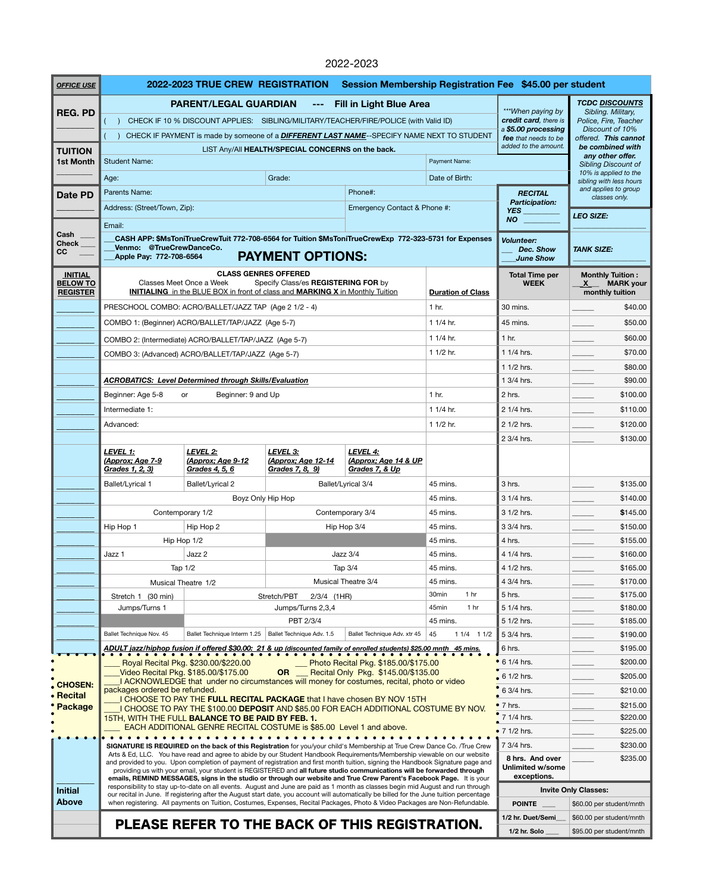2022-2023

**OFFICE USE**

## 2022-2023 TRUE CREW REGISTRATION — Session Membership Registration Fee $45.00 per student

### PARENT/LEGAL GUARDIAN --- Fill in Light Blue Area

**REG. PD** ________

( ) CHECK IF 10 % DISCOUNT APPLIES: SIBLING/MILITARY/TEACHER/FIRE/POLICE (with Valid ID)

( ) CHECK IF PAYMENT is made by someone of a ***DIFFERENT LAST NAME***--SPECIFY NAME NEXT TO STUDENT

LIST Any/All **HEALTH/SPECIAL CONCERNS** on the back.

*\*\*\*When paying by **credit card**, there is a **$5.00 processing fee** that needs to be added to the amount.*

***TCDC DISCOUNTS*** *Sibling. Military, Police, Fire, Teacher Discount of 10% offered.* ***This cannot be combined with any other offer.*** *Sibling Discount of 10% is applied to the sibling with less hours and applies to group classes only.*

**TUITION 1st Month** ________

Student Name: | Payment Name:

Age: | Grade: | Date of Birth:

**Date PD** ________

Parents Name: | Phone#:

Address: (Street/Town, Zip): | Emergency Contact & Phone #:

Email:

***RECITAL Participation:*** ***YES*** ________ ***NO*** ________

**LEO SIZE:** ________________

Cash ____ Check ____ CC ____

___**CASH APP: $MsToniTrueCrewTuit 772-708-6564 for Tuition $MsToniTrueCrewExp 772-323-5731 for Expenses**
___**Venmo: @TrueCrewDanceCo.**
___**Apple Pay: 772-708-6564**

## PAYMENT OPTIONS:

***Volunteer:*** ___ ***Dec. Show*** ___ ***June Show***

**TANK SIZE:** ________________

| **INITIAL BELOW TO REGISTER** | **CLASS GENRES OFFERED** Classes Meet Once a Week — Specify Class/es **REGISTERING FOR** by **INITIALING** in the BLUE BOX in front of class and **MARKING X** in Monthly Tuition | | | | **Duration of Class** | **Total Time per WEEK** | **Monthly Tuition :** __X__ **MARK your monthly tuition** |
|---|---|---|---|---|---|---|---|
| ________ | PRESCHOOL COMBO: ACRO/BALLET/JAZZ TAP (Age 2 1/2 - 4) | | | | 1 hr. | 30 mins. | _____ $40.00 |
| ________ | COMBO 1: (Beginner) ACRO/BALLET/TAP/JAZZ (Age 5-7) | | | | 1 1/4 hr. | 45 mins. | _____ $50.00 |
| ________ | COMBO 2: (Intermediate) ACRO/BALLET/TAP/JAZZ (Age 5-7) | | | | 1 1/4 hr. | 1 hr. | _____ $60.00 |
| ________ | COMBO 3: (Advanced) ACRO/BALLET/TAP/JAZZ (Age 5-7) | | | | 1 1/2 hr. | 1 1/4 hrs. | _____ $70.00 |
| | | | | | | 1 1/2 hrs. | _____ $80.00 |
| | ***ACROBATICS: Level Determined through Skills/Evaluation*** | | | | | 1 3/4 hrs. | _____ $90.00 |
| ________ | Beginner: Age 5-8 or Beginner: 9 and Up | | | | 1 hr. | 2 hrs. | _____ $100.00 |
| ________ | Intermediate 1: | | | | 1 1/4 hr. | 2 1/4 hrs. | _____ $110.00 |
| ________ | Advanced: | | | | 1 1/2 hr. | 2 1/2 hrs. | _____ $120.00 |
| | | | | | | 2 3/4 hrs. | _____ $130.00 |
| | ***LEVEL 1: (Approx; Age 7-9 Grades 1, 2, 3)*** | ***LEVEL 2: (Approx; Age 9-12 Grades 4, 5, 6*** | ***LEVEL 3: (Approx; Age 12-14 Grades 7, 8, 9)*** | ***LEVEL 4: (Approx; Age 14 & UP Grades 7, & Up*** | | | |
| ________ | Ballet/Lyrical 1 | Ballet/Lyrical 2 | Ballet/Lyrical 3/4 | | 45 mins. | 3 hrs. | _____ $135.00 |
| ________ | Boyz Only Hip Hop | | | | 45 mins. | 3 1/4 hrs. | _____ $140.00 |
| ________ | Contemporary 1/2 | | Contemporary 3/4 | | 45 mins. | 3 1/2 hrs. | _____ $145.00 |
| ________ | Hip Hop 1 | Hip Hop 2 | Hip Hop 3/4 | | 45 mins. | 3 3/4 hrs. | _____ $150.00 |
| ________ | Hip Hop 1/2 | | | | 45 mins. | 4 hrs. | _____ $155.00 |
| ________ | Jazz 1 | Jazz 2 | Jazz 3/4 | | 45 mins. | 4 1/4 hrs. | _____ $160.00 |
| ________ | Tap 1/2 | | Tap 3/4 | | 45 mins. | 4 1/2 hrs. | _____ $165.00 |
| ________ | Musical Theatre 1/2 | | Musical Theatre 3/4 | | 45 mins. | 4 3/4 hrs. | _____ $170.00 |
| ________ | Stretch 1 (30 min) | Stretch/PBT 2/3/4 (1HR) | | | 30min 1 hr | 5 hrs. | _____ $175.00 |
| ________ | Jumps/Turns 1 | Jumps/Turns 2,3,4 | | | 45min 1 hr | 5 1/4 hrs. | _____ $180.00 |
| ________ | | PBT 2/3/4 | | | 45 mins. | 5 1/2 hrs. | _____ $185.00 |
| ________ | Ballet Technique Nov. 45 | Ballet Technique Interm 1.25 | Ballet Technique Adv. 1.5 | Ballet Technique Adv. xtr 45 | 45 1 1/4 1 1/2 | 5 3/4 hrs. | _____ $190.00 |
| | ***ADULT jazz/hiphop fusion if offered $30.00: 21 & up (discounted family of enrolled students) $25.00 mnth 45 mins.*** | | | | | 6 hrs. | _____ $195.00 |

**CHOSEN: Recital Package**

____ Royal Recital Pkg. $230.00/$220.00 ___ Photo Recital Pkg. $185.00/$175.00
____Video Recital Pkg. $185.00/$175.00 **OR** ___ Recital Only Pkg. $145.00/$135.00
____I ACKNOWLEDGE that under no circumstances will money for costumes, recital, photo or video packages ordered be refunded.
____I CHOOSE TO PAY THE **FULL RECITAL PACKAGE** that I have chosen BY NOV 15TH
____I CHOOSE TO PAY THE $100.00 **DEPOSIT** AND $85.00 FOR EACH ADDITIONAL COSTUME BY NOV. 15TH, WITH THE FULL **BALANCE TO BE PAID BY FEB. 1.**
____ EACH ADDITIONAL GENRE RECITAL COSTUME is $85.00 Level 1 and above.

| Total Time per WEEK | Monthly Tuition |
|---|---|
| 6 1/4 hrs. | _____ $200.00 |
| 6 1/2 hrs. | _____ $205.00 |
| 6 3/4 hrs. | _____ $210.00 |
| 7 hrs. | _____ $215.00 |
| 7 1/4 hrs. | _____ $220.00 |
| 7 1/2 hrs. | _____ $225.00 |
| 7 3/4 hrs. | _____ $230.00 |
| **8 hrs. And over Unlimited w/some exceptions.** | _____ $235.00 |

**SIGNATURE IS REQUIRED on the back of this Registration** for you/your child's Membership at True Crew Dance Co. /True Crew Arts & Ed, LLC. You have read and agree to abide by our Student Handbook Requirements/Membership viewable on our website and provided to you. Upon completion of payment of registration and first month tuition, signing the Handbook Signature page and providing us with your email, your student is REGISTERED and **all future studio communications will be forwarded through emails, REMIND MESSAGES, signs in the studio or through our website and True Crew Parent's Facebook Page.** It is your responsibility to stay up-to-date on all events. August and June are paid as 1 month as classes begin mid August and run through our recital in June. If registering after the August start date, you account will automatically be billed for the June tuition percentage when registering. All payments on Tuition, Costumes, Expenses, Recital Packages, Photo & Video Packages are Non-Refundable.

________ **Initial Above**

| **Invite Only Classes:** | |
|---|---|
| **POINTE** ___ | $60.00 per student/mnth |
| **1/2 hr. Duet/Semi**___ | $60.00 per student/mnth |
| **1/2 hr. Solo** ____ | $95.00 per student/mnth |

## PLEASE REFER TO THE BACK OF THIS REGISTRATION.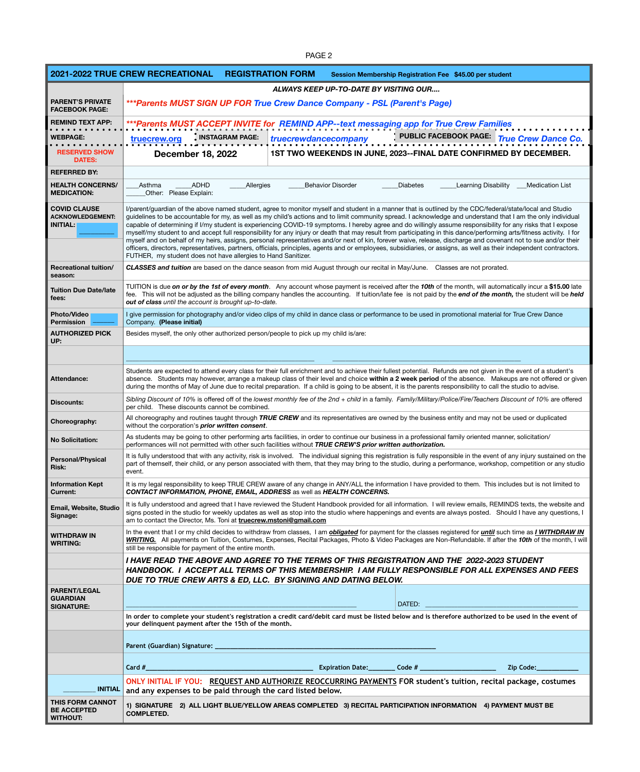| 2021-2022 TRUE CREW RECREATIONAL REGISTRATION FORM | Session Membership Registration Fee $45.00 per student |
|---|---|
| | ***ALWAYS KEEP UP-TO-DATE BY VISITING OUR....*** |
| **PARENT'S PRIVATE FACEBOOK PAGE:** | ****Parents MUST SIGN UP FOR True Crew Dance Company - PSL (Parent's Page)*** |
| **REMIND TEXT APP:** | ****Parents MUST ACCEPT INVITE for REMIND APP--text messaging app for True Crew Families*** |
| **WEBPAGE:** | truecrew.org **INSTAGRAM PAGE:** truecrewdancecompany **PUBLIC FACEBOOK PAGE:** True Crew Dance Co. |
| **RESERVED SHOW DATES:** | **December 18, 2022** **1ST TWO WEEKENDS IN JUNE, 2023--FINAL DATE CONFIRMED BY DECEMBER.** |
| **REFERRED BY:** | |
| **HEALTH CONCERNS/ MEDICATION:** | ___Asthma ____ADHD ____Allergies ____Behavior Disorder ____Diabetes ____Learning Disability ___Medication List _____Other: Please Explain: |
| **COVID CLAUSE ACKNOWLEDGEMENT: INITIAL:** ________ | I/parent/guardian of the above named student, agree to monitor myself and student in a manner that is outlined by the CDC/federal/state/local and Studio guidelines to be accountable for my, as well as my child's actions and to limit community spread. I acknowledge and understand that I am the only individual capable of determining if I/my student is experiencing COVID-19 symptoms. I hereby agree and do willingly assume responsibility for any risks that I expose myself/my student to and accept full responsibility for any injury or death that may result from participating in this dance/performing arts/fitness activity. I for myself and on behalf of my heirs, assigns, personal representatives and/or next of kin, forever waive, release, discharge and covenant not to sue and/or their officers, directors, representatives, partners, officials, principles, agents and or employees, subsidiaries, or assigns, as well as their independent contractors. FUTHER, my student does not have allergies to Hand Sanitizer. |
| **Recreational tuition/ season:** | ***CLASSES and tuition*** are based on the dance season from mid August through our recital in May/June. Classes are not prorated. |
| **Tuition Due Date/late fees:** | TUITION is due ***on or by the 1st of every month***. Any account whose payment is received after the ***10th*** of the month, will automatically incur a **$15.00** late fee. This will not be adjusted as the billing company handles the accounting. If tuition/late fee is not paid by the ***end of the month,*** the student will be ***held out of class*** *until the account is brought up-to-date.* |
| **Photo/Video Permission** ______ | I give permission for photography and/or video clips of my child in dance class or performance to be used in promotional material for True Crew Dance Company. **(Please initial)** |
| **AUTHORIZED PICK UP:** | Besides myself, the only other authorized person/people to pick up my child is/are: |
| | ______________________________ ______________________________ |
| **Attendance:** | Students are expected to attend every class for their full enrichment and to achieve their fullest potential. Refunds are not given in the event of a student's absence. Students may however, arrange a makeup class of their level and choice **within a 2 week period** of the absence. Makeups are not offered or given during the months of May of June due to recital preparation. If a child is going to be absent, it is the parents responsibility to call the studio to advise. |
| **Discounts:** | *Sibling Discount of 10%* is offered off of the *lowest monthly fee of the 2nd + child* in a family. *Family/Military/Police/Fire/Teachers Discount of 10%* are offered per child. These discounts cannot be combined. |
| **Choreography:** | All choreography and routines taught through ***TRUE CREW*** and its representatives are owned by the business entity and may not be used or duplicated without the corporation's ***prior written consent***. |
| **No Solicitation:** | As students may be going to other performing arts facilities, in order to continue our business in a professional family oriented manner, solicitation/ performances will not permitted with other such facilities without ***TRUE CREW'S prior written authorization.*** |
| **Personal/Physical Risk:** | It is fully understood that with any activity, risk is involved. The individual signing this registration is fully responsible in the event of any injury sustained on the part of themself, their child, or any person associated with them, that they may bring to the studio, during a performance, workshop, competition or any studio event. |
| **Information Kept Current:** | It is my legal responsibility to keep TRUE CREW aware of any change in ANY/ALL the information I have provided to them. This includes but is not limited to ***CONTACT INFORMATION, PHONE, EMAIL, ADDRESS*** as well as ***HEALTH CONCERNS.*** |
| **Email, Website, Studio Signage:** | It is fully understood and agreed that I have reviewed the Student Handbook provided for all information. I will review emails, REMINDS texts, the website and signs posted in the studio for weekly updates as well as stop into the studio where happenings and events are always posted. Should I have any questions, I am to contact the Director, Ms. Toni at **truecrew.mstoni@gmail.com** |
| **WITHDRAW IN WRITING:** | In the event that I or my child decides to withdraw from classes, I am ***obligated*** for payment for the classes registered for ***until*** such time as ***I WITHDRAW IN WRITING.*** All payments on Tuition, Costumes, Expenses, Recital Packages, Photo & Video Packages are Non-Refundable. If after the **10th** of the month, I will still be responsible for payment of the entire month. |
| | ***I HAVE READ THE ABOVE AND AGREE TO THE TERMS OF THIS REGISTRATION AND THE 2022-2023 STUDENT HANDBOOK. I ACCEPT ALL TERMS OF THIS MEMBERSHIP. I AM FULLY RESPONSIBLE FOR ALL EXPENSES AND FEES DUE TO TRUE CREW ARTS & ED, LLC. BY SIGNING AND DATING BELOW.*** |
| **PARENT/LEGAL GUARDIAN SIGNATURE:** | ______________________________ DATED: ______________________ |
| | **In order to complete your student's registration a credit card/debit card must be listed below and is therefore authorized to be used in the event of your delinquent payment after the 15th of the month.** |
| | **Parent (Guardian) Signature:** ______________________________ |
| | **Card #**______________________ **Expiration Date:**_______ **Code #** ____________ **Zip Code:**__________ |
| ________ **INITIAL** | **ONLY INITIAL IF YOU: REQUEST AND AUTHORIZE REOCCURRING PAYMENTS FOR student's tuition, recital package, costumes and any expenses to be paid through the card listed below.** |
| **THIS FORM CANNOT BE ACCEPTED WITHOUT:** | **1) SIGNATURE 2) ALL LIGHT BLUE/YELLOW AREAS COMPLETED 3) RECITAL PARTICIPATION INFORMATION 4) PAYMENT MUST BE COMPLETED.** |